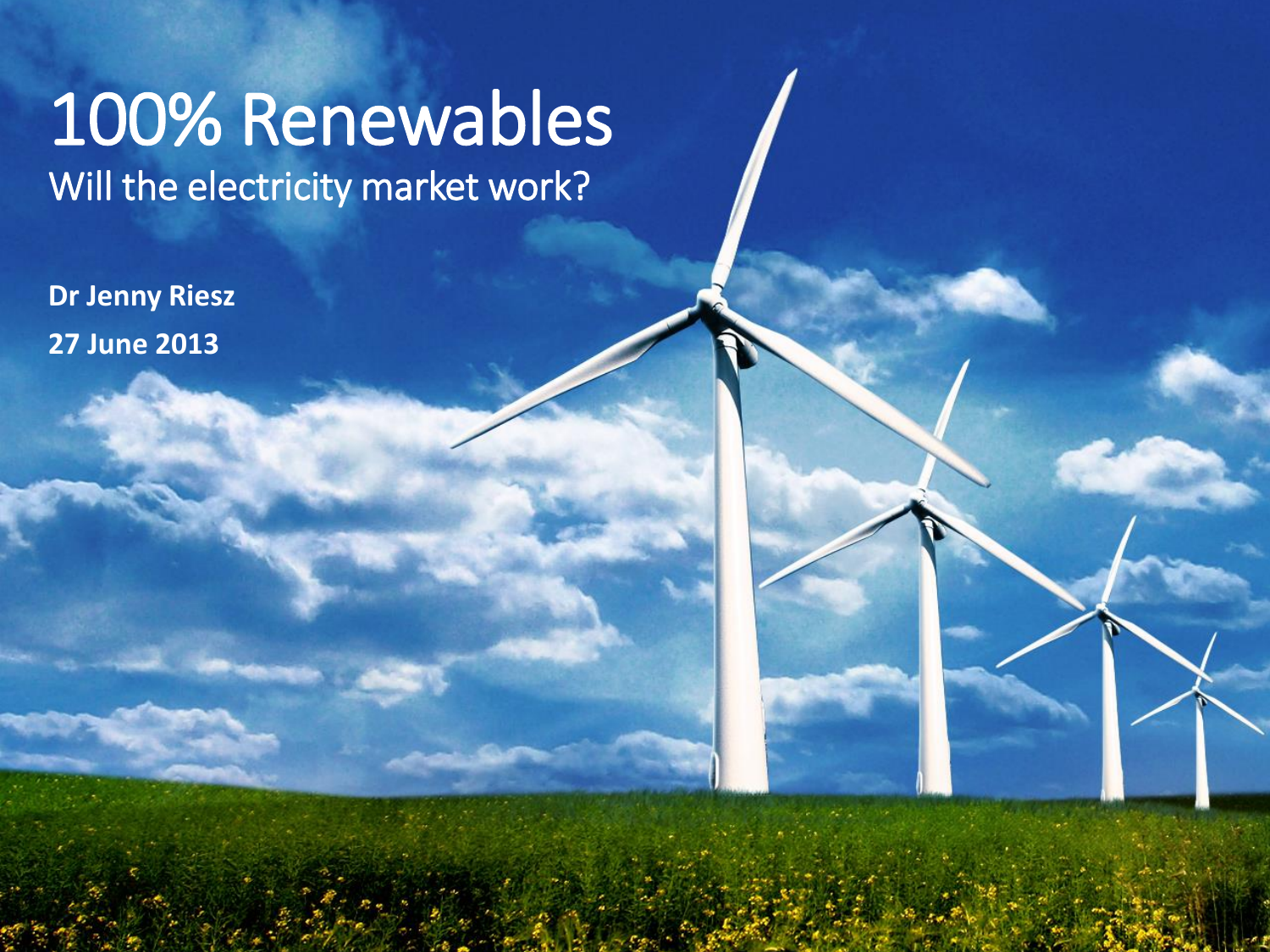# 100% Renewables

## Will the electricity market work?

**Dr Jenny Riesz**

**27 June 2013**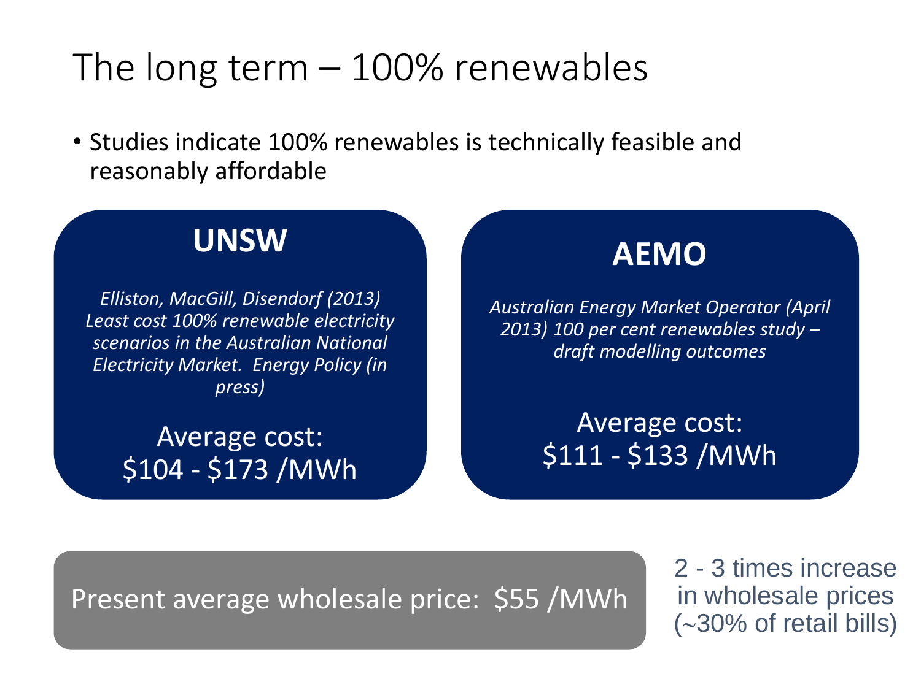# The long term – 100% renewables

- Studies indicate 100% renewables is technically feasible and reasonably affordable

## UNSW

*Elliston, MacGill, Disendorf (2013) Least cost 100% renewable electricity scenarios in the Australian National Electricity Market. Energy Policy (in press)*

Average cost: $104 - $173 /MWh

## AEMO

*Australian Energy Market Operator (April 2013) 100 per cent renewables study – draft modelling outcomes*

Average cost: $111 - $133 /MWh

Present average wholesale price: $55 /MWh

2 - 3 times increase in wholesale prices (~30% of retail bills)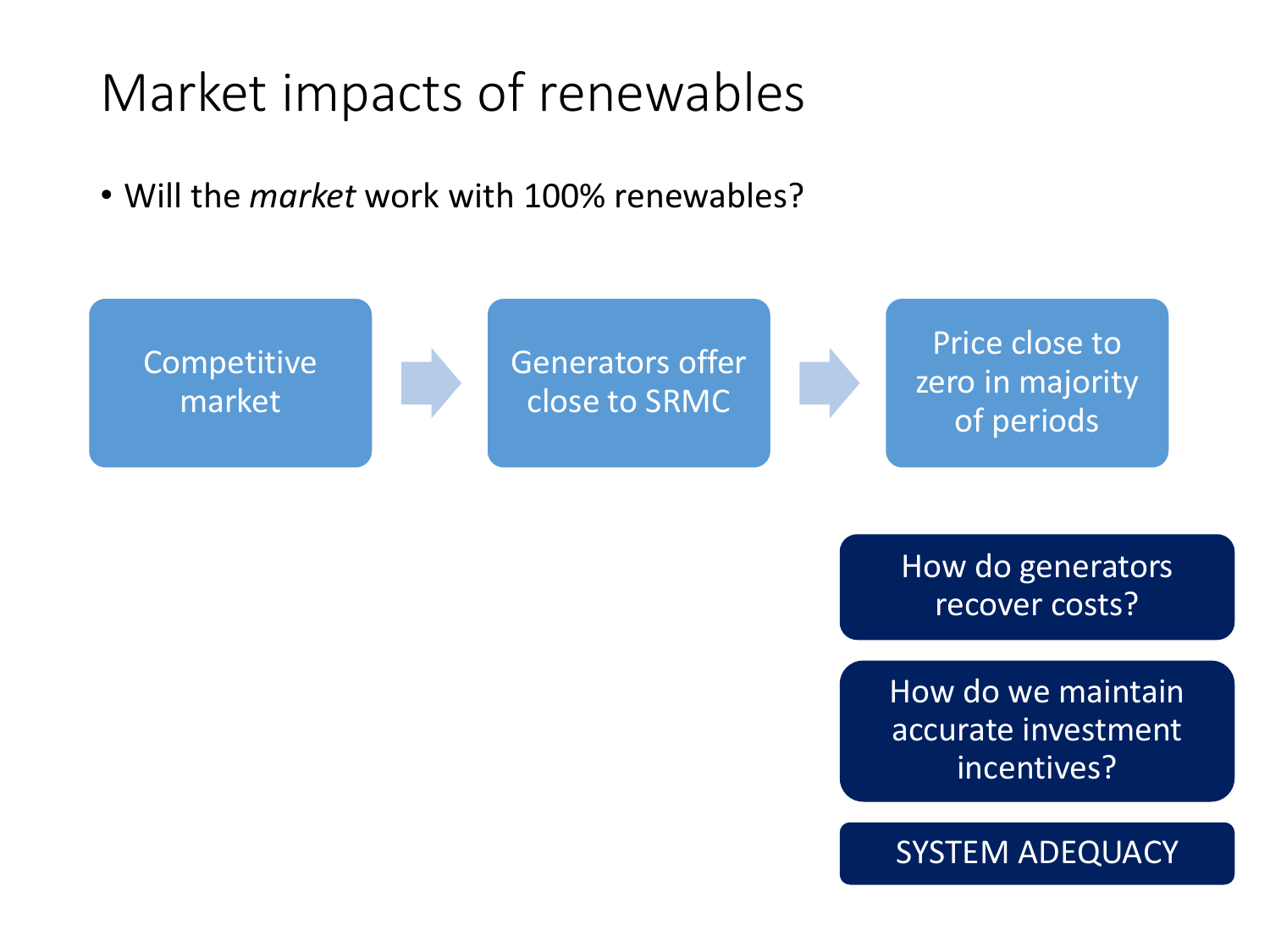# Market impacts of renewables

- Will the *market* work with 100% renewables?

Competitive market → Generators offer close to SRMC → Price close to zero in majority of periods

How do generators recover costs?

How do we maintain accurate investment incentives?

SYSTEM ADEQUACY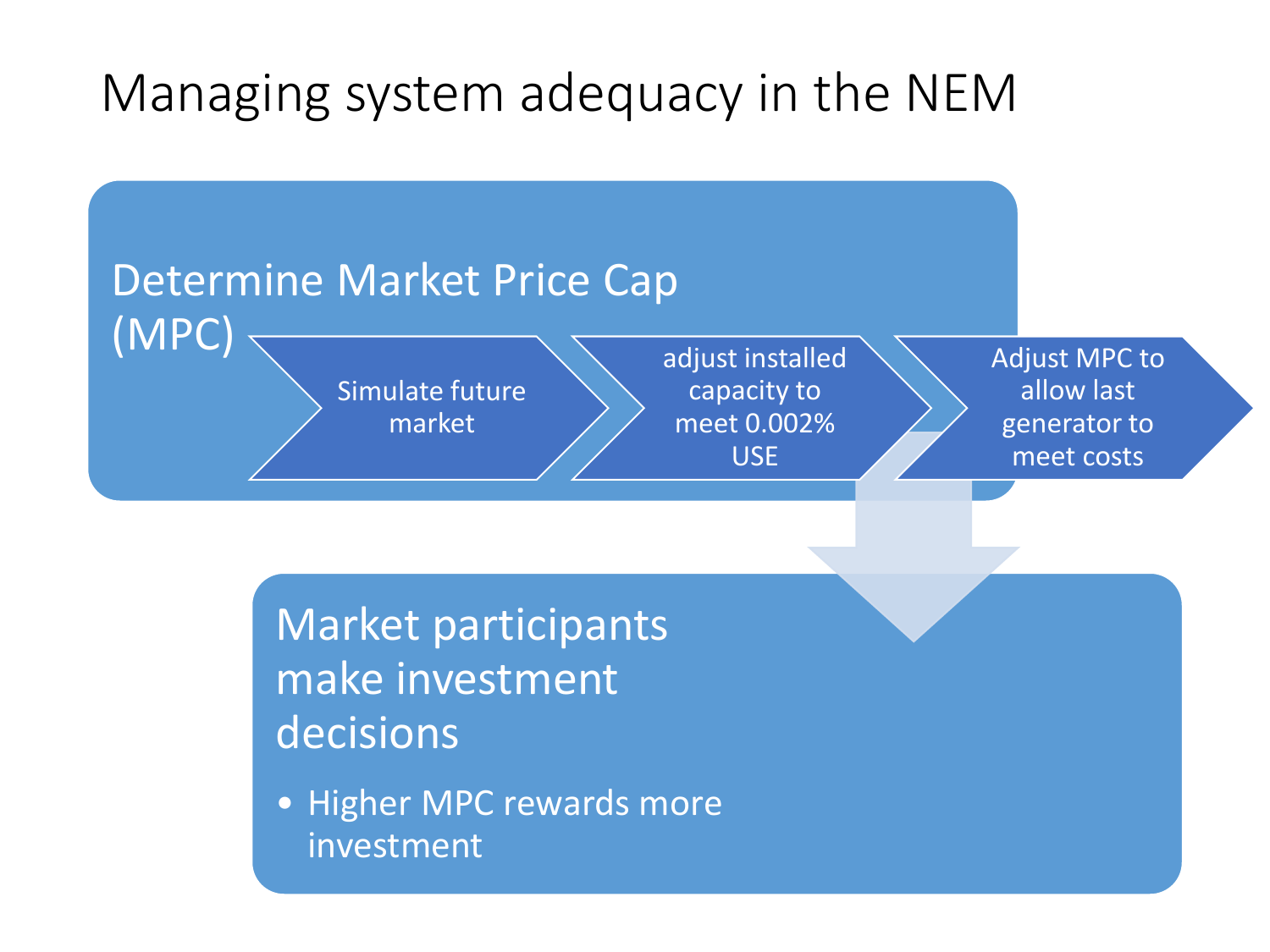# Managing system adequacy in the NEM

## Determine Market Price Cap (MPC)

- Simulate future market
- adjust installed capacity to meet 0.002% USE
- Adjust MPC to allow last generator to meet costs

## Market participants make investment decisions

- Higher MPC rewards more investment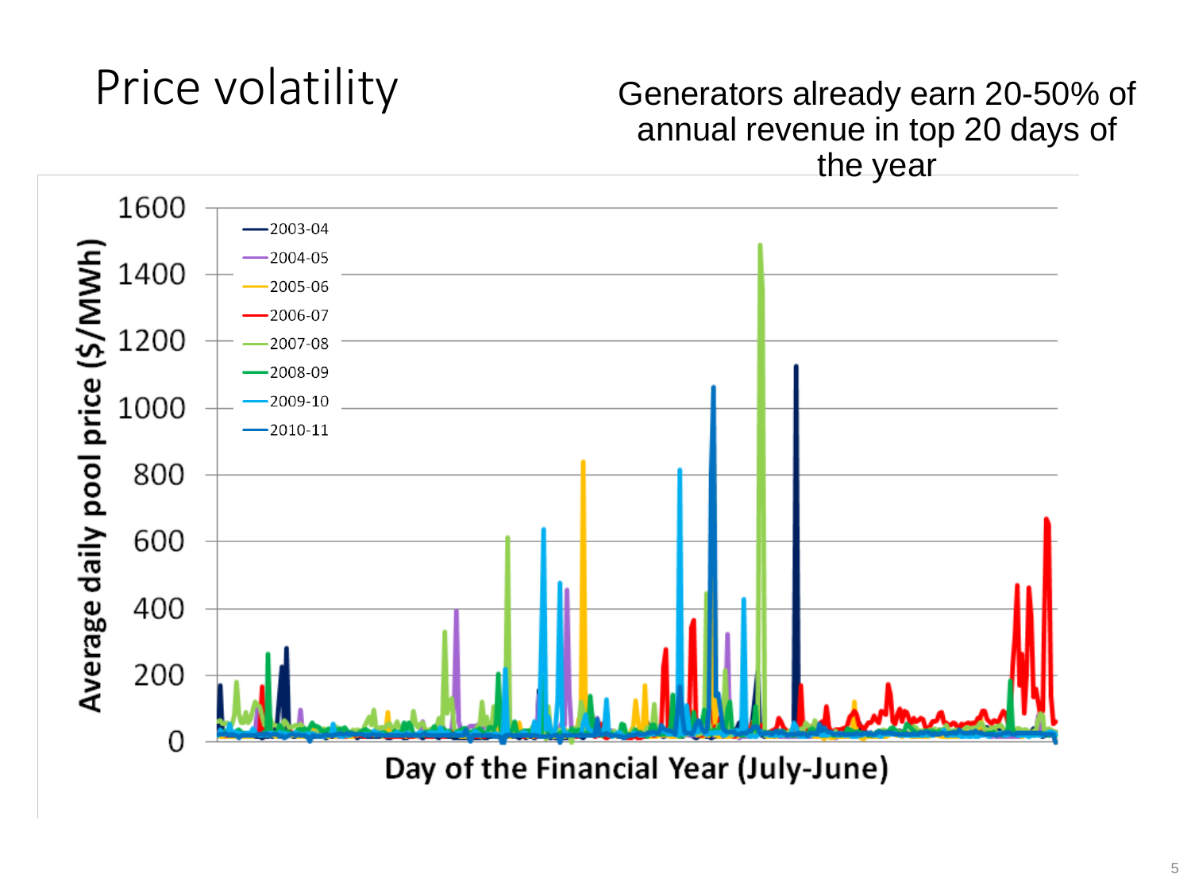# Price volatility

Generators already earn 20-50% of annual revenue in top 20 days of the year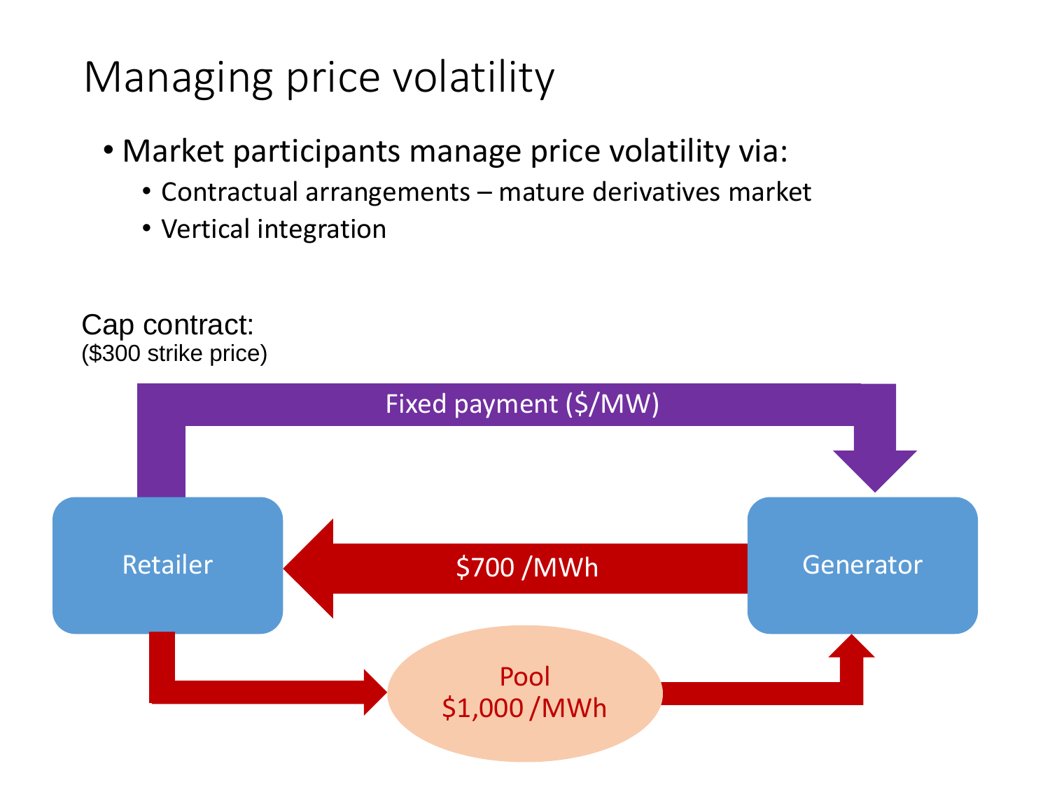# Managing price volatility

- Market participants manage price volatility via:
  - Contractual arrangements – mature derivatives market
  - Vertical integration

Cap contract:
($300 strike price)

Fixed payment ($/MW)

Retailer

$700 /MWh

Generator

Pool
$1,000 /MWh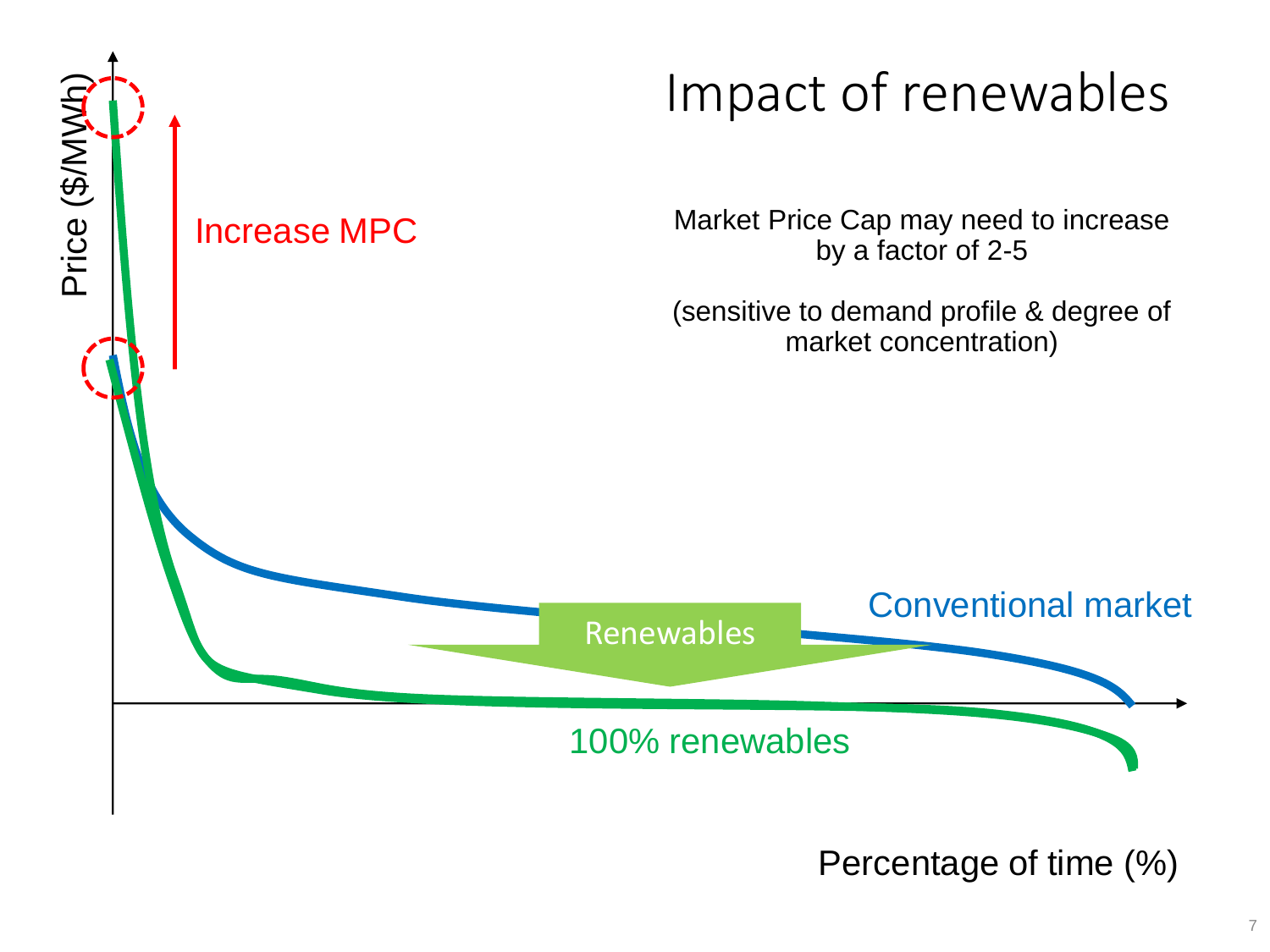# Impact of renewables

Market Price Cap may need to increase by a factor of 2-5

(sensitive to demand profile & degree of market concentration)

Price ($/MWh)

Increase MPC

Conventional market

Renewables

100% renewables

Percentage of time (%)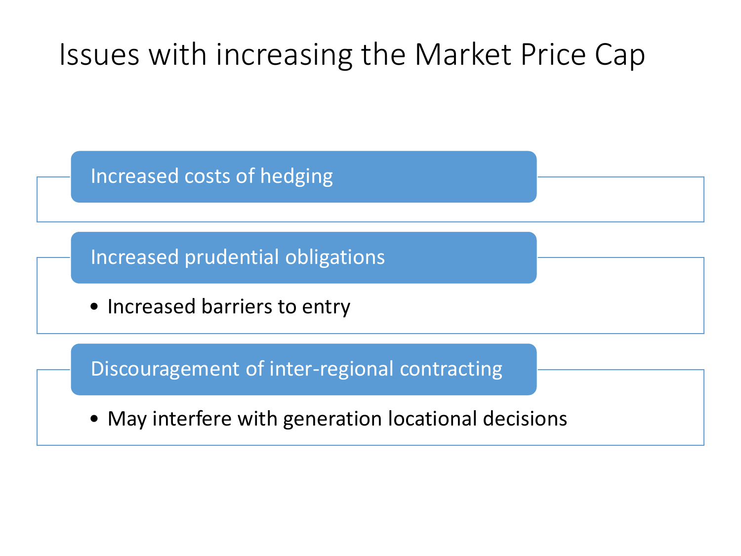# Issues with increasing the Market Price Cap

## Increased costs of hedging

## Increased prudential obligations

- Increased barriers to entry

## Discouragement of inter-regional contracting

- May interfere with generation locational decisions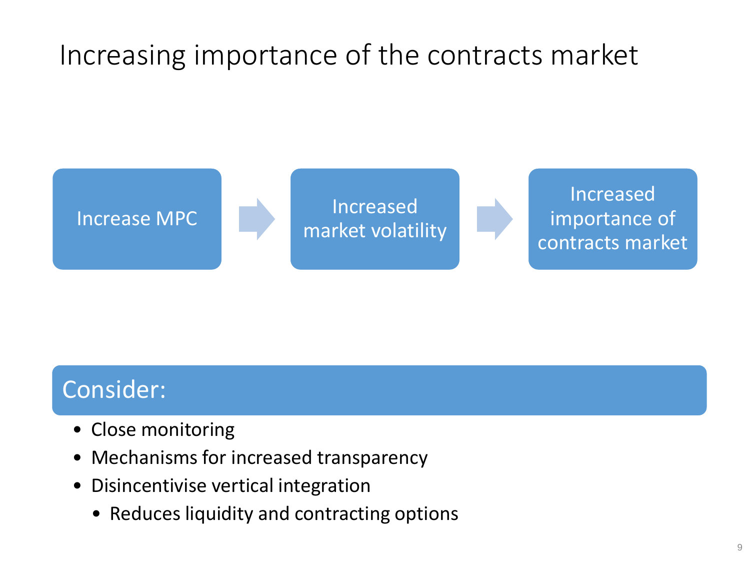# Increasing importance of the contracts market

Increase MPC → Increased market volatility → Increased importance of contracts market

**Consider:**

- Close monitoring
- Mechanisms for increased transparency
- Disincentivise vertical integration
  - Reduces liquidity and contracting options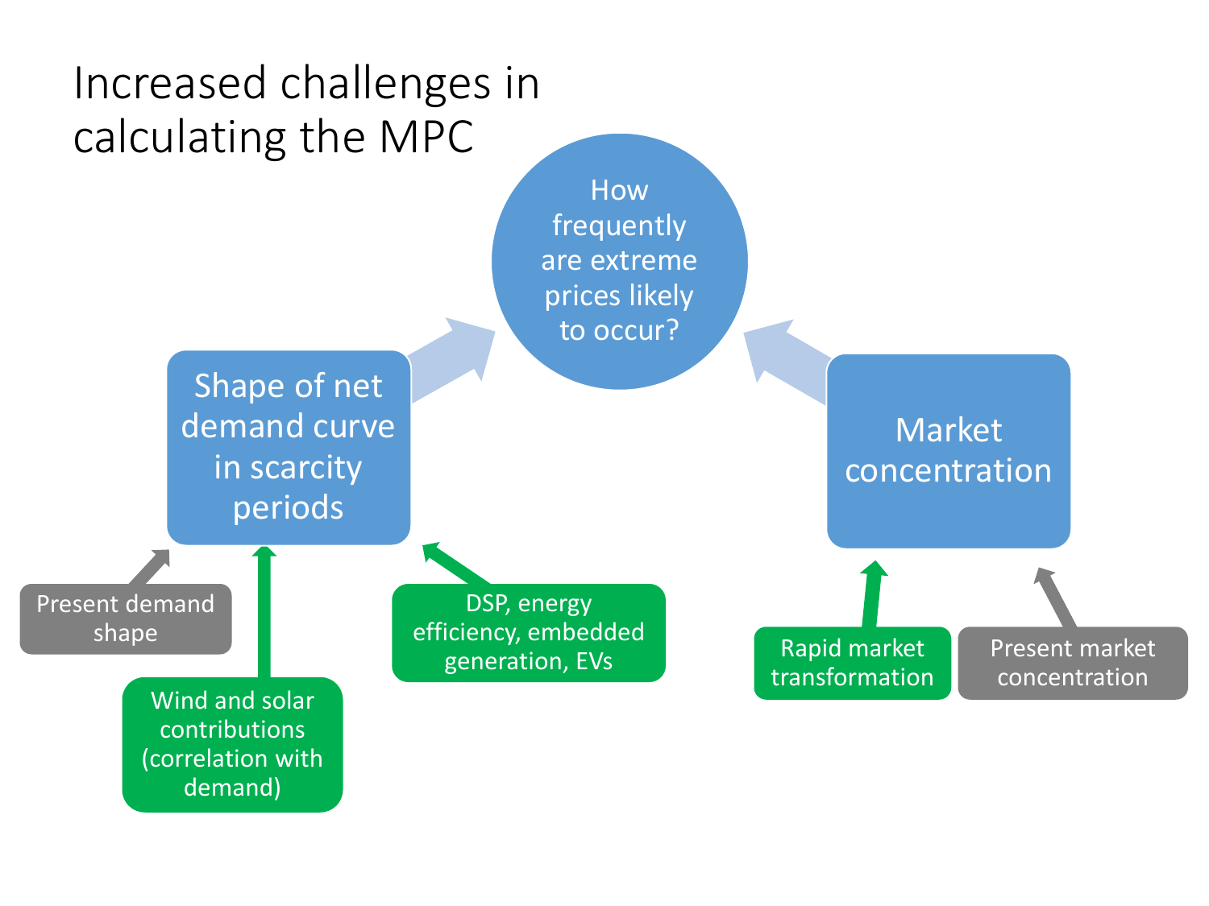# Increased challenges in calculating the MPC

How frequently are extreme prices likely to occur?

Shape of net demand curve in scarcity periods

Market concentration

Present demand shape

Wind and solar contributions (correlation with demand)

DSP, energy efficiency, embedded generation, EVs

Rapid market transformation

Present market concentration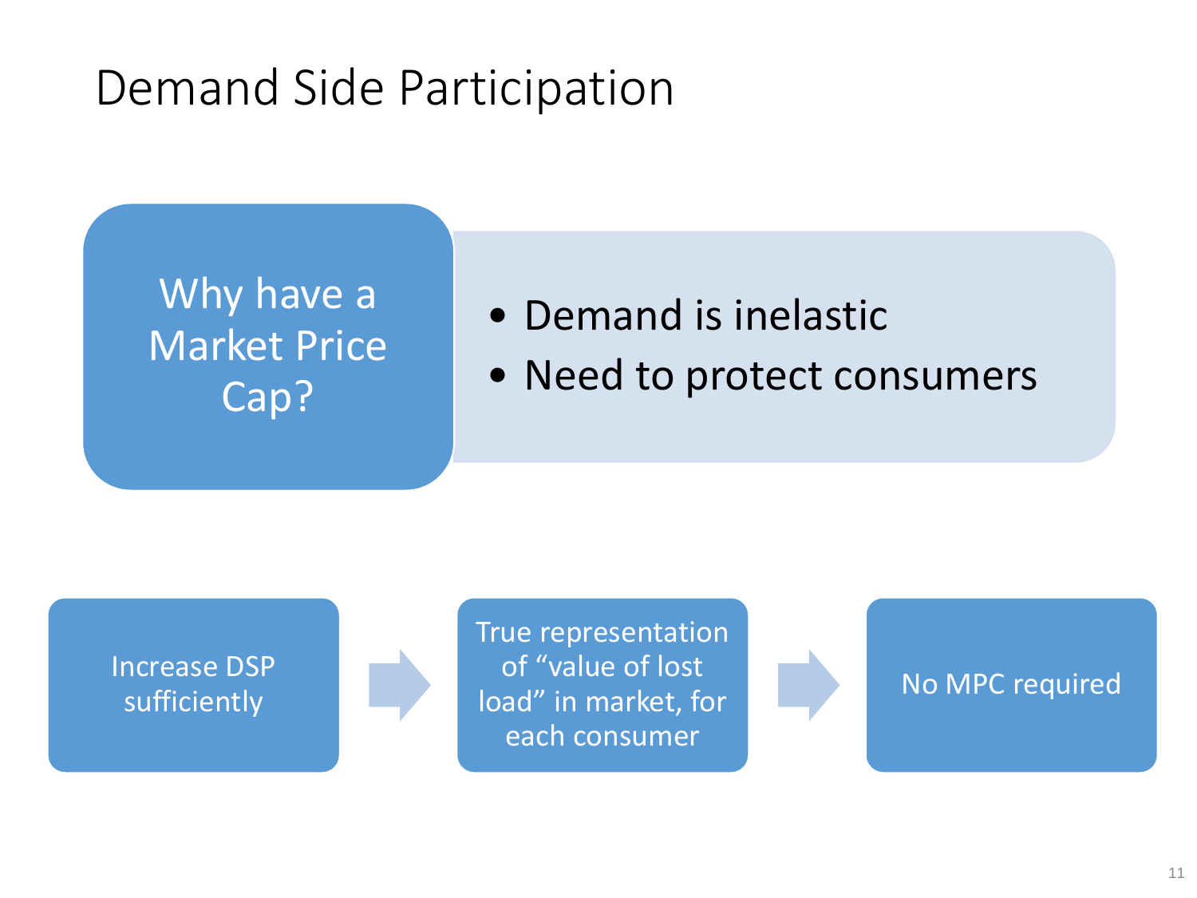# Demand Side Participation

**Why have a Market Price Cap?**

- Demand is inelastic
- Need to protect consumers

Increase DSP sufficiently → True representation of "value of lost load" in market, for each consumer → No MPC required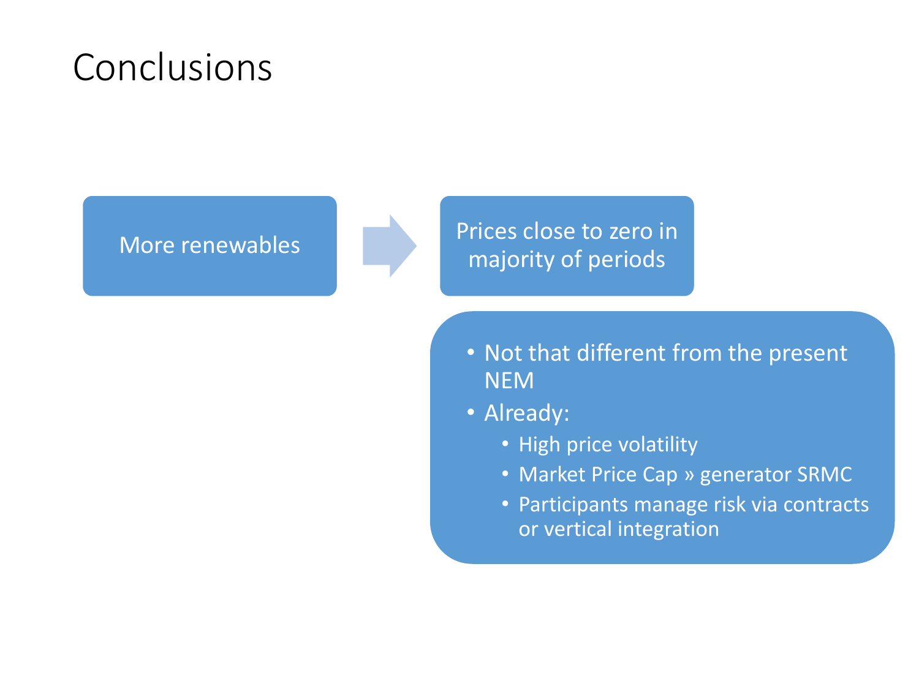# Conclusions

More renewables → Prices close to zero in majority of periods

- Not that different from the present NEM
- Already:
  - High price volatility
  - Market Price Cap » generator SRMC
  - Participants manage risk via contracts or vertical integration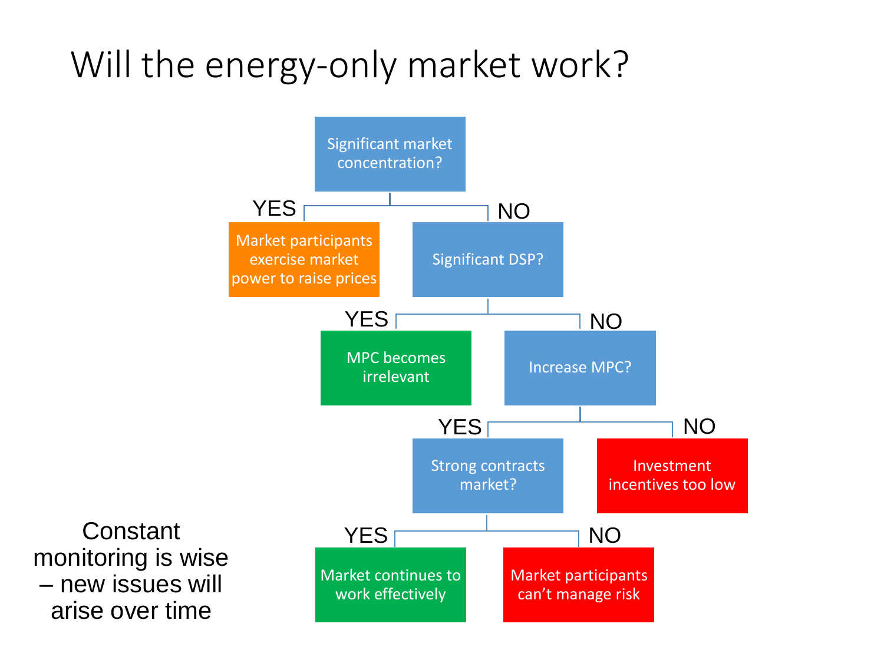# Will the energy-only market work?

- **Significant market concentration?**
  - YES → Market participants exercise market power to raise prices
  - NO → **Significant DSP?**
    - YES → MPC becomes irrelevant
    - NO → **Increase MPC?**
      - YES → **Strong contracts market?**
        - YES → Market continues to work effectively
        - NO → Market participants can't manage risk
      - NO → Investment incentives too low

Constant monitoring is wise – new issues will arise over time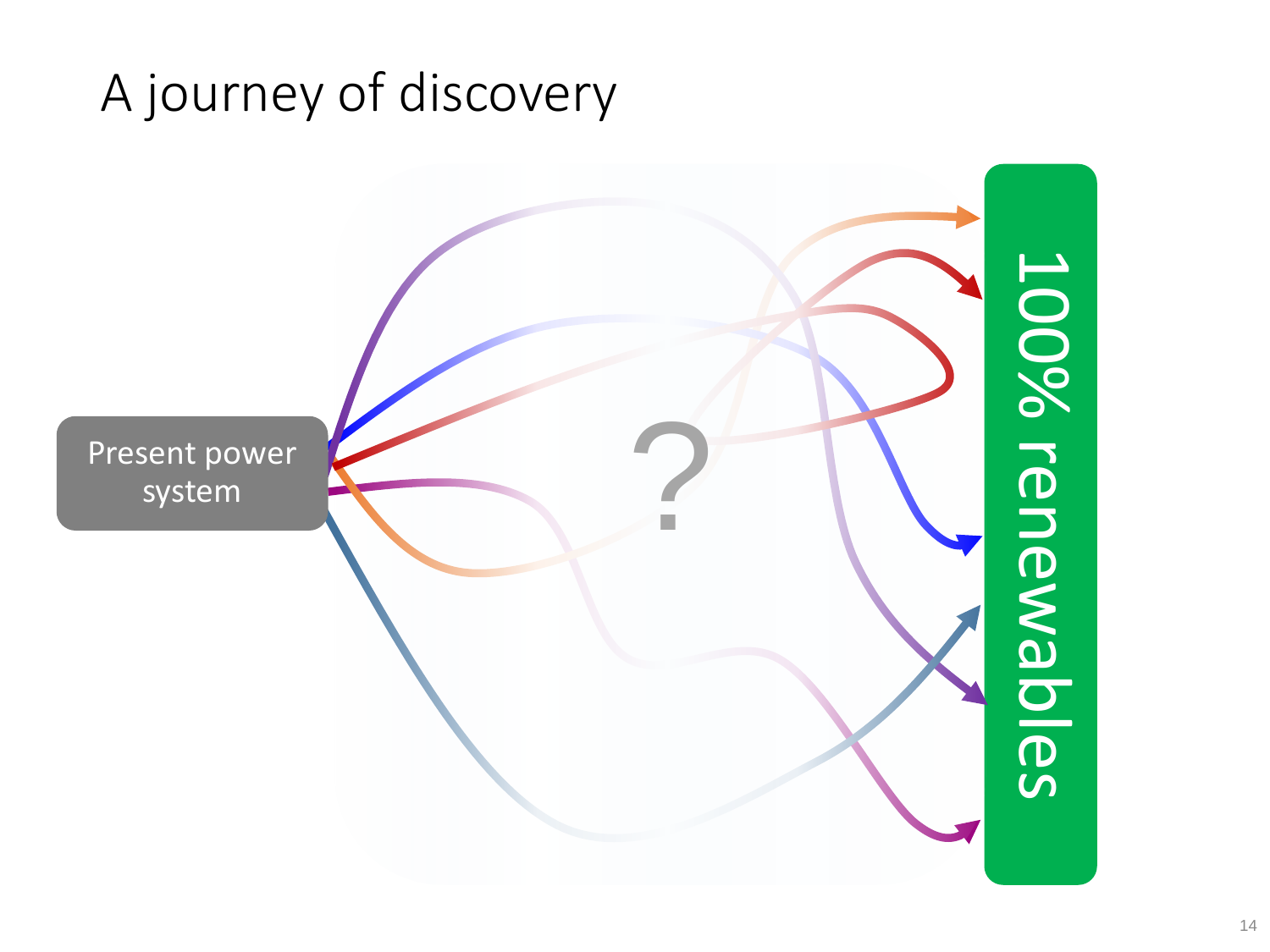# A journey of discovery

Present power system

?

100% renewables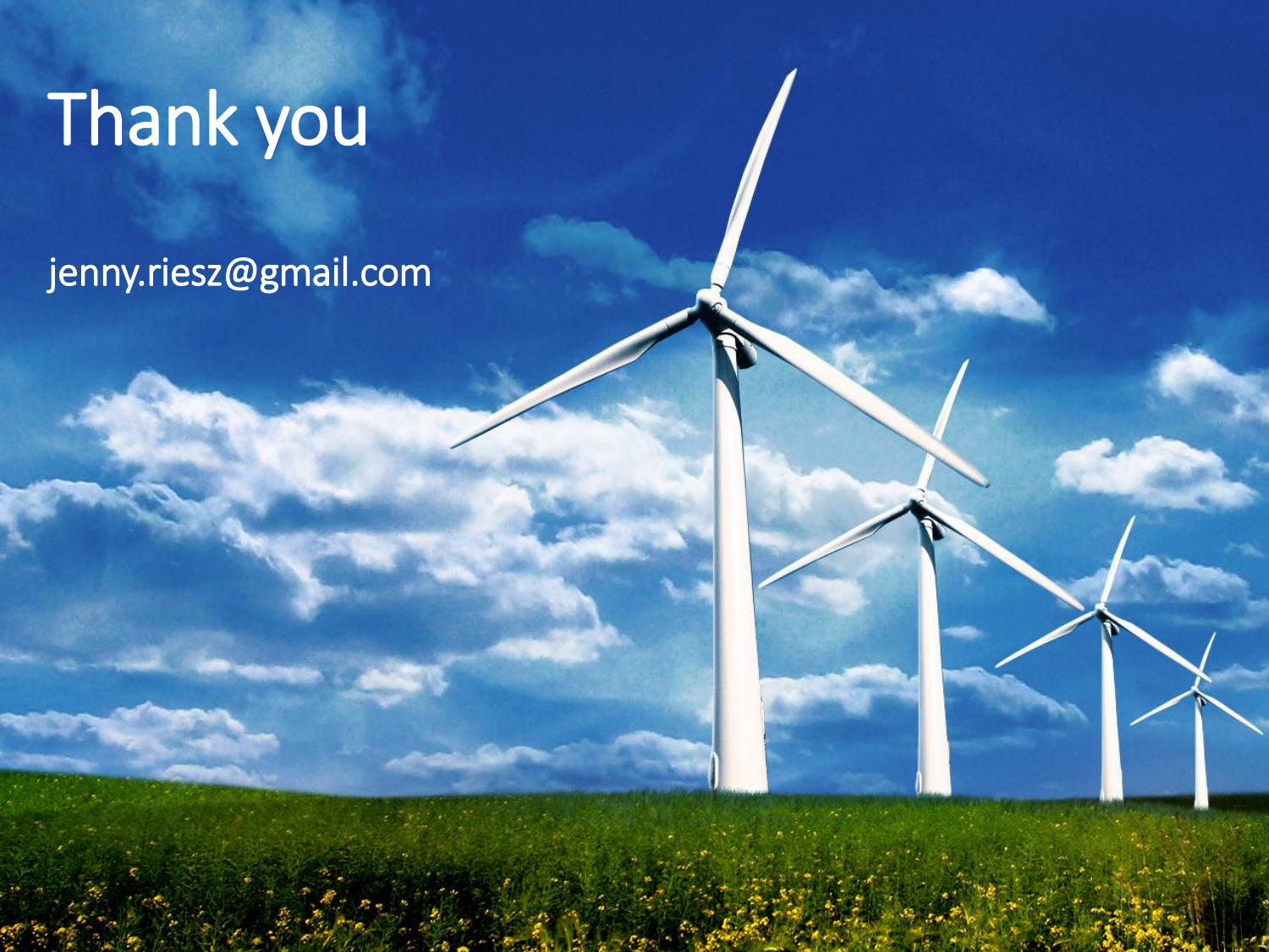# Thank you

jenny.riesz@gmail.com